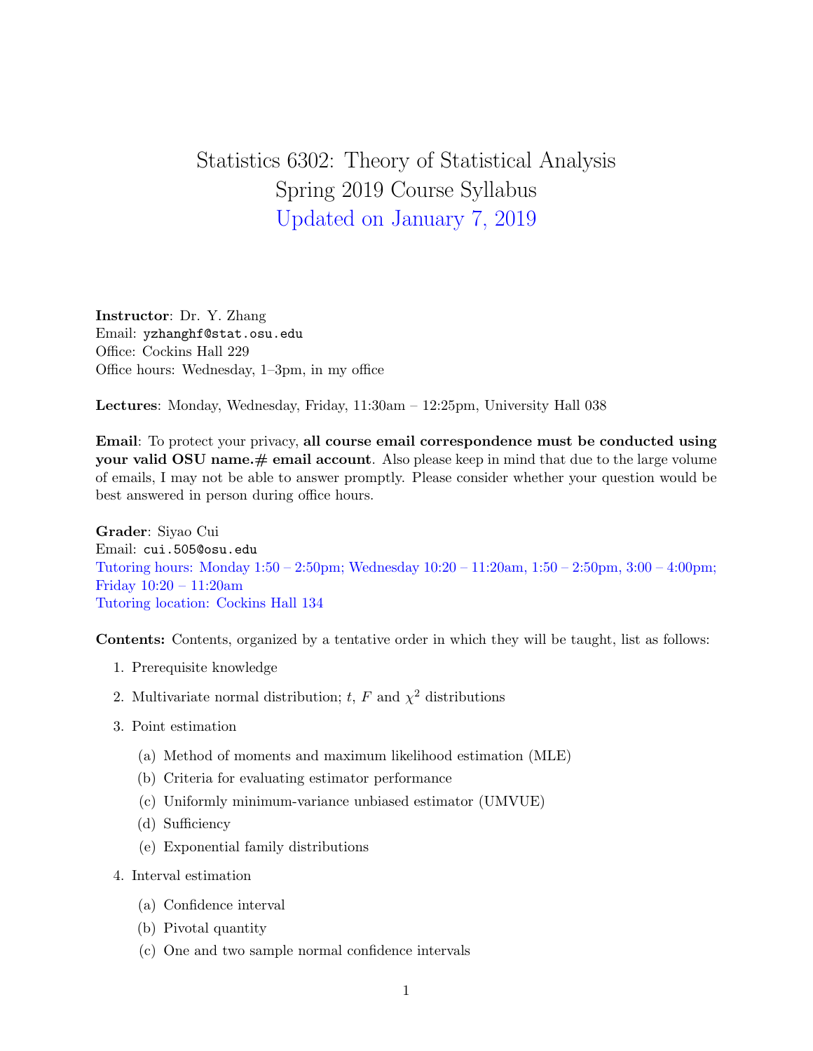# Statistics 6302: Theory of Statistical Analysis
# Spring 2019 Course Syllabus
# Updated on January 7, 2019

**Instructor**: Dr. Y. Zhang
Email: yzhanghf@stat.osu.edu
Office: Cockins Hall 229
Office hours: Wednesday, 1–3pm, in my office

**Lectures**: Monday, Wednesday, Friday, 11:30am – 12:25pm, University Hall 038

**Email**: To protect your privacy, **all course email correspondence must be conducted using your valid OSU name.# email account**. Also please keep in mind that due to the large volume of emails, I may not be able to answer promptly. Please consider whether your question would be best answered in person during office hours.

**Grader**: Siyao Cui
Email: cui.505@osu.edu
Tutoring hours: Monday 1:50 – 2:50pm; Wednesday 10:20 – 11:20am, 1:50 – 2:50pm, 3:00 – 4:00pm; Friday 10:20 – 11:20am
Tutoring location: Cockins Hall 134

**Contents:** Contents, organized by a tentative order in which they will be taught, list as follows:

1. Prerequisite knowledge
2. Multivariate normal distribution; $t$, $F$ and $\chi^2$ distributions
3. Point estimation
    (a) Method of moments and maximum likelihood estimation (MLE)
    (b) Criteria for evaluating estimator performance
    (c) Uniformly minimum-variance unbiased estimator (UMVUE)
    (d) Sufficiency
    (e) Exponential family distributions
4. Interval estimation
    (a) Confidence interval
    (b) Pivotal quantity
    (c) One and two sample normal confidence intervals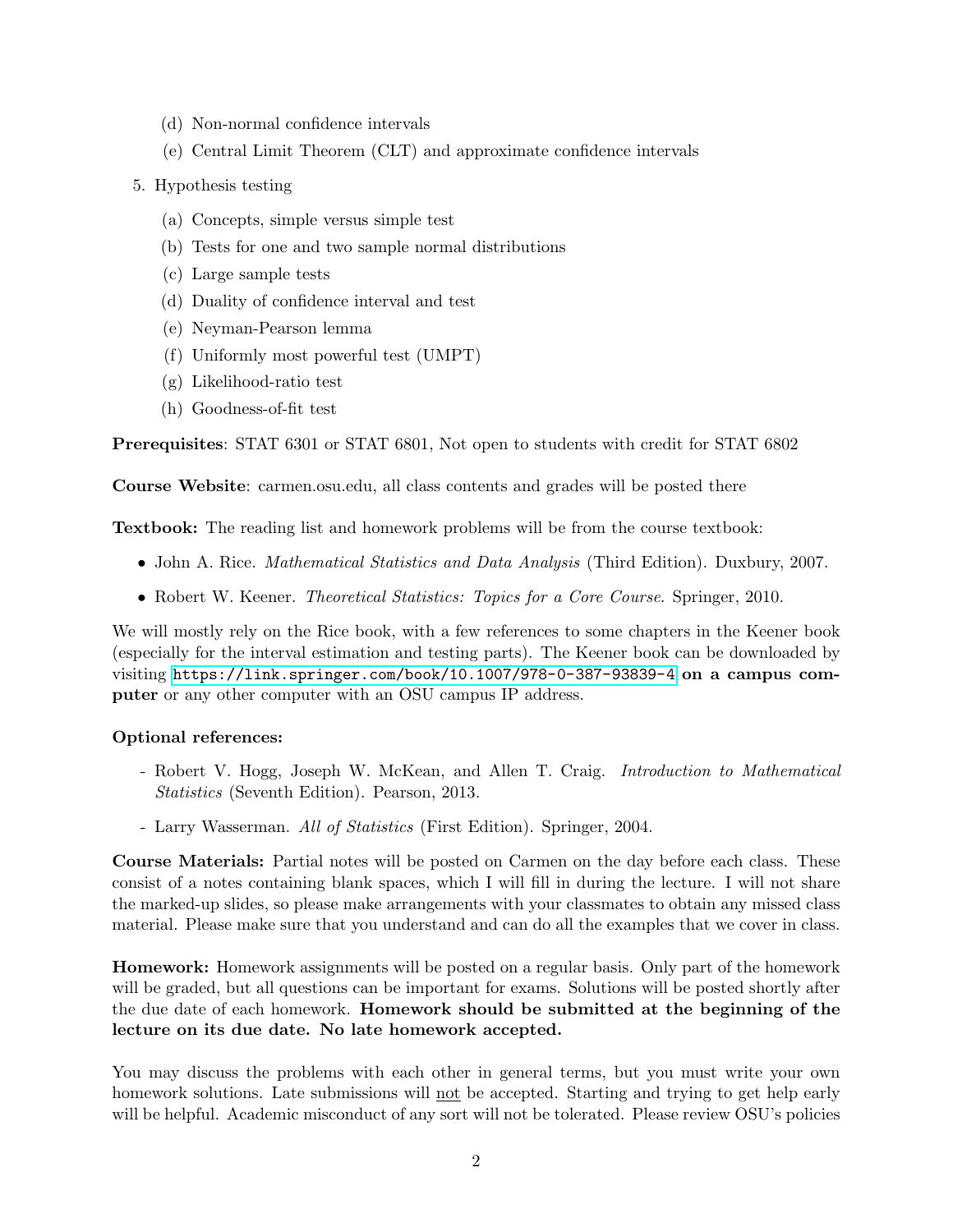(d) Non-normal confidence intervals
   (e) Central Limit Theorem (CLT) and approximate confidence intervals

5. Hypothesis testing
   (a) Concepts, simple versus simple test
   (b) Tests for one and two sample normal distributions
   (c) Large sample tests
   (d) Duality of confidence interval and test
   (e) Neyman-Pearson lemma
   (f) Uniformly most powerful test (UMPT)
   (g) Likelihood-ratio test
   (h) Goodness-of-fit test

**Prerequisites**: STAT 6301 or STAT 6801, Not open to students with credit for STAT 6802

**Course Website**: carmen.osu.edu, all class contents and grades will be posted there

**Textbook:** The reading list and homework problems will be from the course textbook:

- John A. Rice. *Mathematical Statistics and Data Analysis* (Third Edition). Duxbury, 2007.
- Robert W. Keener. *Theoretical Statistics: Topics for a Core Course*. Springer, 2010.

We will mostly rely on the Rice book, with a few references to some chapters in the Keener book (especially for the interval estimation and testing parts). The Keener book can be downloaded by visiting `https://link.springer.com/book/10.1007/978-0-387-93839-4` **on a campus computer** or any other computer with an OSU campus IP address.

**Optional references:**

- Robert V. Hogg, Joseph W. McKean, and Allen T. Craig. *Introduction to Mathematical Statistics* (Seventh Edition). Pearson, 2013.
- Larry Wasserman. *All of Statistics* (First Edition). Springer, 2004.

**Course Materials:** Partial notes will be posted on Carmen on the day before each class. These consist of a notes containing blank spaces, which I will fill in during the lecture. I will not share the marked-up slides, so please make arrangements with your classmates to obtain any missed class material. Please make sure that you understand and can do all the examples that we cover in class.

**Homework:** Homework assignments will be posted on a regular basis. Only part of the homework will be graded, but all questions can be important for exams. Solutions will be posted shortly after the due date of each homework. **Homework should be submitted at the beginning of the lecture on its due date. No late homework accepted.**

You may discuss the problems with each other in general terms, but you must write your own homework solutions. Late submissions will not be accepted. Starting and trying to get help early will be helpful. Academic misconduct of any sort will not be tolerated. Please review OSU's policies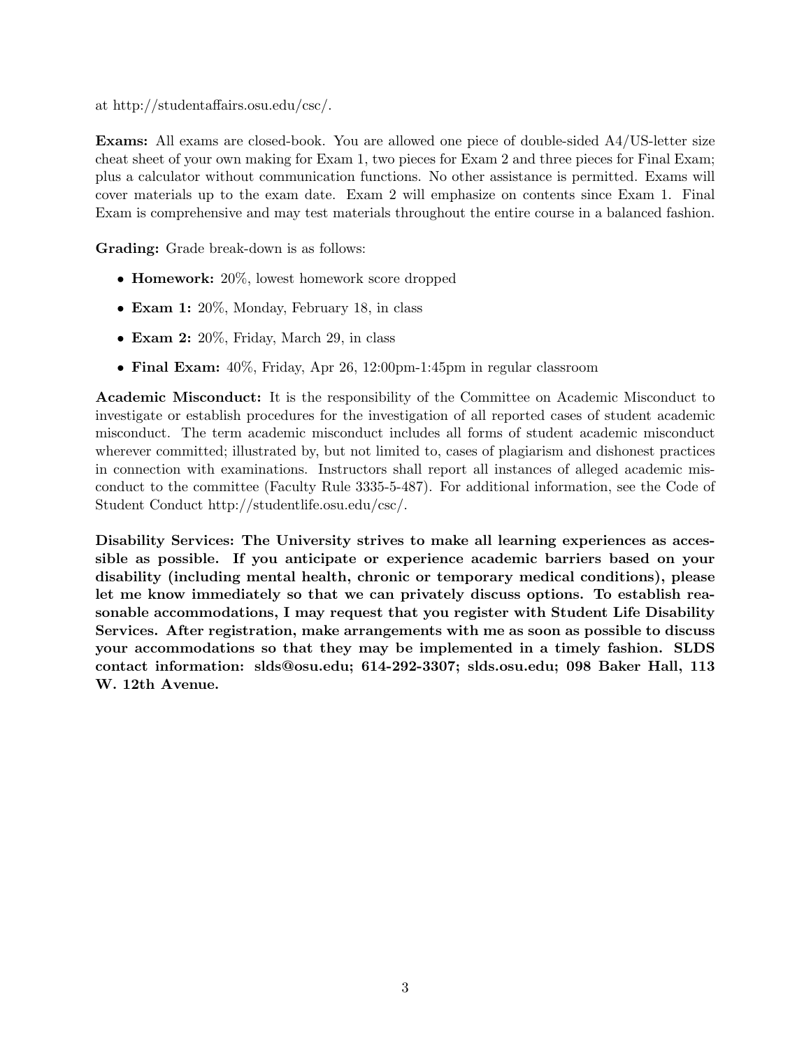at http://studentaffairs.osu.edu/csc/.

**Exams:** All exams are closed-book. You are allowed one piece of double-sided A4/US-letter size cheat sheet of your own making for Exam 1, two pieces for Exam 2 and three pieces for Final Exam; plus a calculator without communication functions. No other assistance is permitted. Exams will cover materials up to the exam date. Exam 2 will emphasize on contents since Exam 1. Final Exam is comprehensive and may test materials throughout the entire course in a balanced fashion.

**Grading:** Grade break-down is as follows:

- **Homework:** 20%, lowest homework score dropped
- **Exam 1:** 20%, Monday, February 18, in class
- **Exam 2:** 20%, Friday, March 29, in class
- **Final Exam:** 40%, Friday, Apr 26, 12:00pm-1:45pm in regular classroom

**Academic Misconduct:** It is the responsibility of the Committee on Academic Misconduct to investigate or establish procedures for the investigation of all reported cases of student academic misconduct. The term academic misconduct includes all forms of student academic misconduct wherever committed; illustrated by, but not limited to, cases of plagiarism and dishonest practices in connection with examinations. Instructors shall report all instances of alleged academic misconduct to the committee (Faculty Rule 3335-5-487). For additional information, see the Code of Student Conduct http://studentlife.osu.edu/csc/.

**Disability Services: The University strives to make all learning experiences as accessible as possible. If you anticipate or experience academic barriers based on your disability (including mental health, chronic or temporary medical conditions), please let me know immediately so that we can privately discuss options. To establish reasonable accommodations, I may request that you register with Student Life Disability Services. After registration, make arrangements with me as soon as possible to discuss your accommodations so that they may be implemented in a timely fashion. SLDS contact information: slds@osu.edu; 614-292-3307; slds.osu.edu; 098 Baker Hall, 113 W. 12th Avenue.**